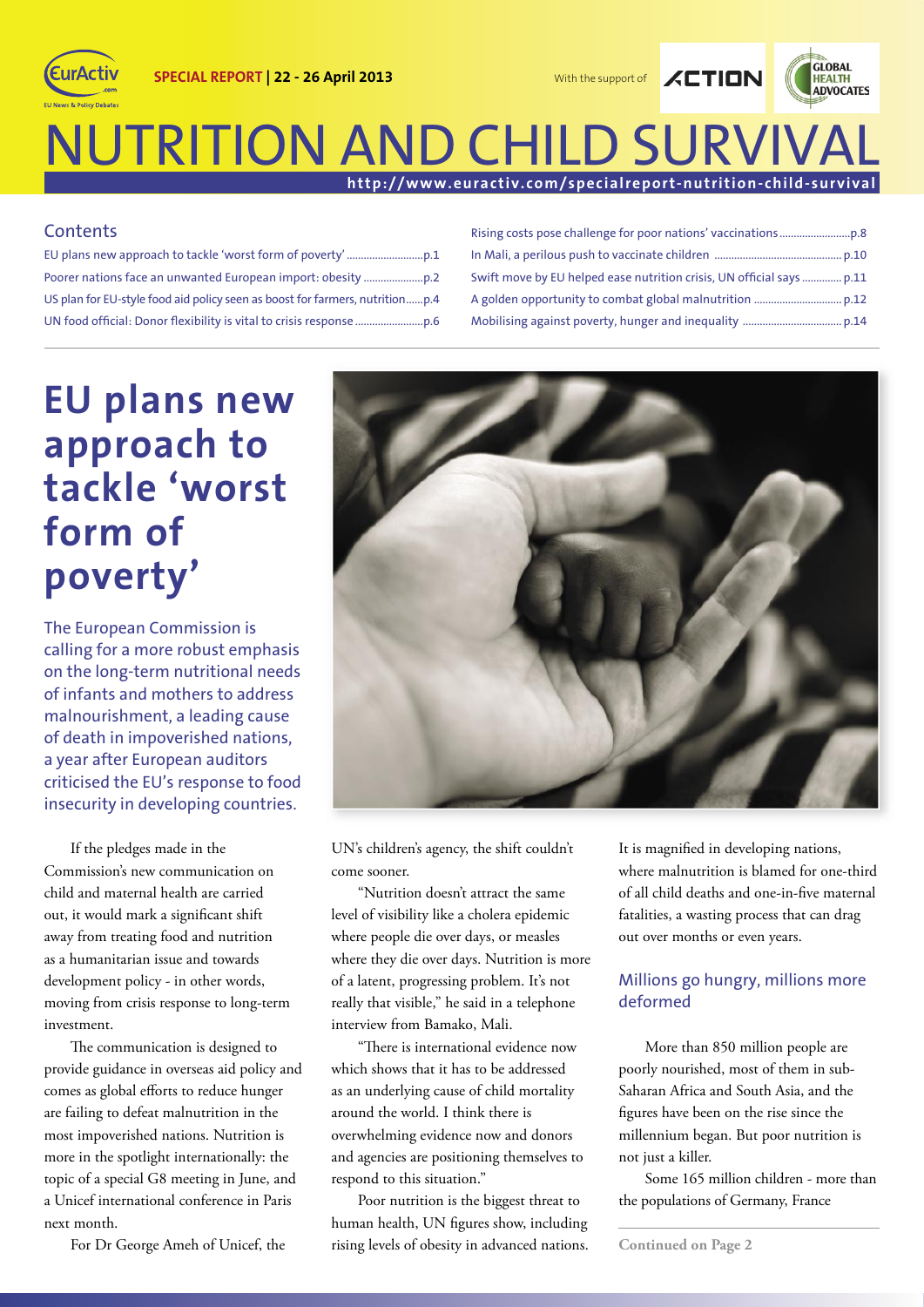EurActiv.com — EU News & Policy Debates

**SPECIAL REPORT | 22 - 26 April 2013**

With the support of ACTION, Global Health Advocates

# NUTRITION AND CHILD SURVIVAL

**http://www.euractiv.com/specialreport-nutrition-child-survival**

## Contents

- EU plans new approach to tackle 'worst form of poverty' ...p.1
- Poorer nations face an unwanted European import: obesity ...p.2
- US plan for EU-style food aid policy seen as boost for farmers, nutrition...p.4
- UN food official: Donor flexibility is vital to crisis response ...p.6
- Rising costs pose challenge for poor nations' vaccinations ...p.8
- In Mali, a perilous push to vaccinate children ...p.10
- Swift move by EU helped ease nutrition crisis, UN official says ...p.11
- A golden opportunity to combat global malnutrition ...p.12
- Mobilising against poverty, hunger and inequality ...p.14

# EU plans new approach to tackle 'worst form of poverty'

The European Commission is calling for a more robust emphasis on the long-term nutritional needs of infants and mothers to address malnourishment, a leading cause of death in impoverished nations, a year after European auditors criticised the EU's response to food insecurity in developing countries.

If the pledges made in the Commission's new communication on child and maternal health are carried out, it would mark a significant shift away from treating food and nutrition as a humanitarian issue and towards development policy - in other words, moving from crisis response to long-term investment.

The communication is designed to provide guidance in overseas aid policy and comes as global efforts to reduce hunger are failing to defeat malnutrition in the most impoverished nations. Nutrition is more in the spotlight internationally: the topic of a special G8 meeting in June, and a Unicef international conference in Paris next month.

For Dr George Ameh of Unicef, the UN's children's agency, the shift couldn't come sooner.

"Nutrition doesn't attract the same level of visibility like a cholera epidemic where people die over days, or measles where they die over days. Nutrition is more of a latent, progressing problem. It's not really that visible," he said in a telephone interview from Bamako, Mali.

"There is international evidence now which shows that it has to be addressed as an underlying cause of child mortality around the world. I think there is overwhelming evidence now and donors and agencies are positioning themselves to respond to this situation."

Poor nutrition is the biggest threat to human health, UN figures show, including rising levels of obesity in advanced nations. It is magnified in developing nations, where malnutrition is blamed for one-third of all child deaths and one-in-five maternal fatalities, a wasting process that can drag out over months or even years.

### Millions go hungry, millions more deformed

More than 850 million people are poorly nourished, most of them in sub-Saharan Africa and South Asia, and the figures have been on the rise since the millennium began. But poor nutrition is not just a killer.

Some 165 million children - more than the populations of Germany, France

**Continued on Page 2**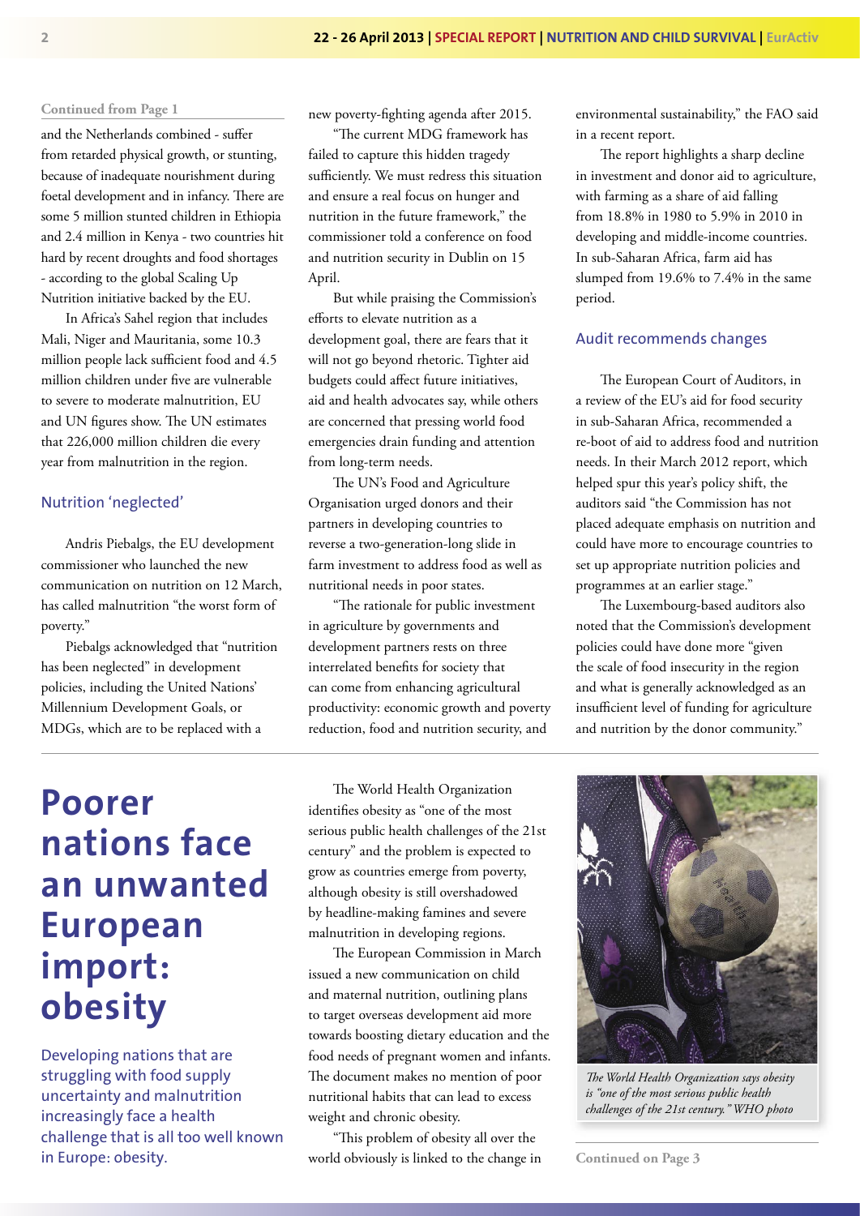Continued from Page 1

and the Netherlands combined - suffer from retarded physical growth, or stunting, because of inadequate nourishment during foetal development and in infancy. There are some 5 million stunted children in Ethiopia and 2.4 million in Kenya - two countries hit hard by recent droughts and food shortages - according to the global Scaling Up Nutrition initiative backed by the EU.

In Africa's Sahel region that includes Mali, Niger and Mauritania, some 10.3 million people lack sufficient food and 4.5 million children under five are vulnerable to severe to moderate malnutrition, EU and UN figures show. The UN estimates that 226,000 million children die every year from malnutrition in the region.

## Nutrition 'neglected'

Andris Piebalgs, the EU development commissioner who launched the new communication on nutrition on 12 March, has called malnutrition "the worst form of poverty."

Piebalgs acknowledged that "nutrition has been neglected" in development policies, including the United Nations' Millennium Development Goals, or MDGs, which are to be replaced with a new poverty-fighting agenda after 2015.

"The current MDG framework has failed to capture this hidden tragedy sufficiently. We must redress this situation and ensure a real focus on hunger and nutrition in the future framework," the commissioner told a conference on food and nutrition security in Dublin on 15 April.

But while praising the Commission's efforts to elevate nutrition as a development goal, there are fears that it will not go beyond rhetoric. Tighter aid budgets could affect future initiatives, aid and health advocates say, while others are concerned that pressing world food emergencies drain funding and attention from long-term needs.

The UN's Food and Agriculture Organisation urged donors and their partners in developing countries to reverse a two-generation-long slide in farm investment to address food as well as nutritional needs in poor states.

"The rationale for public investment in agriculture by governments and development partners rests on three interrelated benefits for society that can come from enhancing agricultural productivity: economic growth and poverty reduction, food and nutrition security, and environmental sustainability," the FAO said in a recent report.

The report highlights a sharp decline in investment and donor aid to agriculture, with farming as a share of aid falling from 18.8% in 1980 to 5.9% in 2010 in developing and middle-income countries. In sub-Saharan Africa, farm aid has slumped from 19.6% to 7.4% in the same period.

## Audit recommends changes

The European Court of Auditors, in a review of the EU's aid for food security in sub-Saharan Africa, recommended a re-boot of aid to address food and nutrition needs. In their March 2012 report, which helped spur this year's policy shift, the auditors said "the Commission has not placed adequate emphasis on nutrition and could have more to encourage countries to set up appropriate nutrition policies and programmes at an earlier stage."

The Luxembourg-based auditors also noted that the Commission's development policies could have done more "given the scale of food insecurity in the region and what is generally acknowledged as an insufficient level of funding for agriculture and nutrition by the donor community."

# Poorer nations face an unwanted European import: obesity

Developing nations that are struggling with food supply uncertainty and malnutrition increasingly face a health challenge that is all too well known in Europe: obesity.

The World Health Organization identifies obesity as "one of the most serious public health challenges of the 21st century" and the problem is expected to grow as countries emerge from poverty, although obesity is still overshadowed by headline-making famines and severe malnutrition in developing regions.

The European Commission in March issued a new communication on child and maternal nutrition, outlining plans to target overseas development aid more towards boosting dietary education and the food needs of pregnant women and infants. The document makes no mention of poor nutritional habits that can lead to excess weight and chronic obesity.

"This problem of obesity all over the world obviously is linked to the change in

*The World Health Organization says obesity is "one of the most serious public health challenges of the 21st century." WHO photo*

Continued on Page 3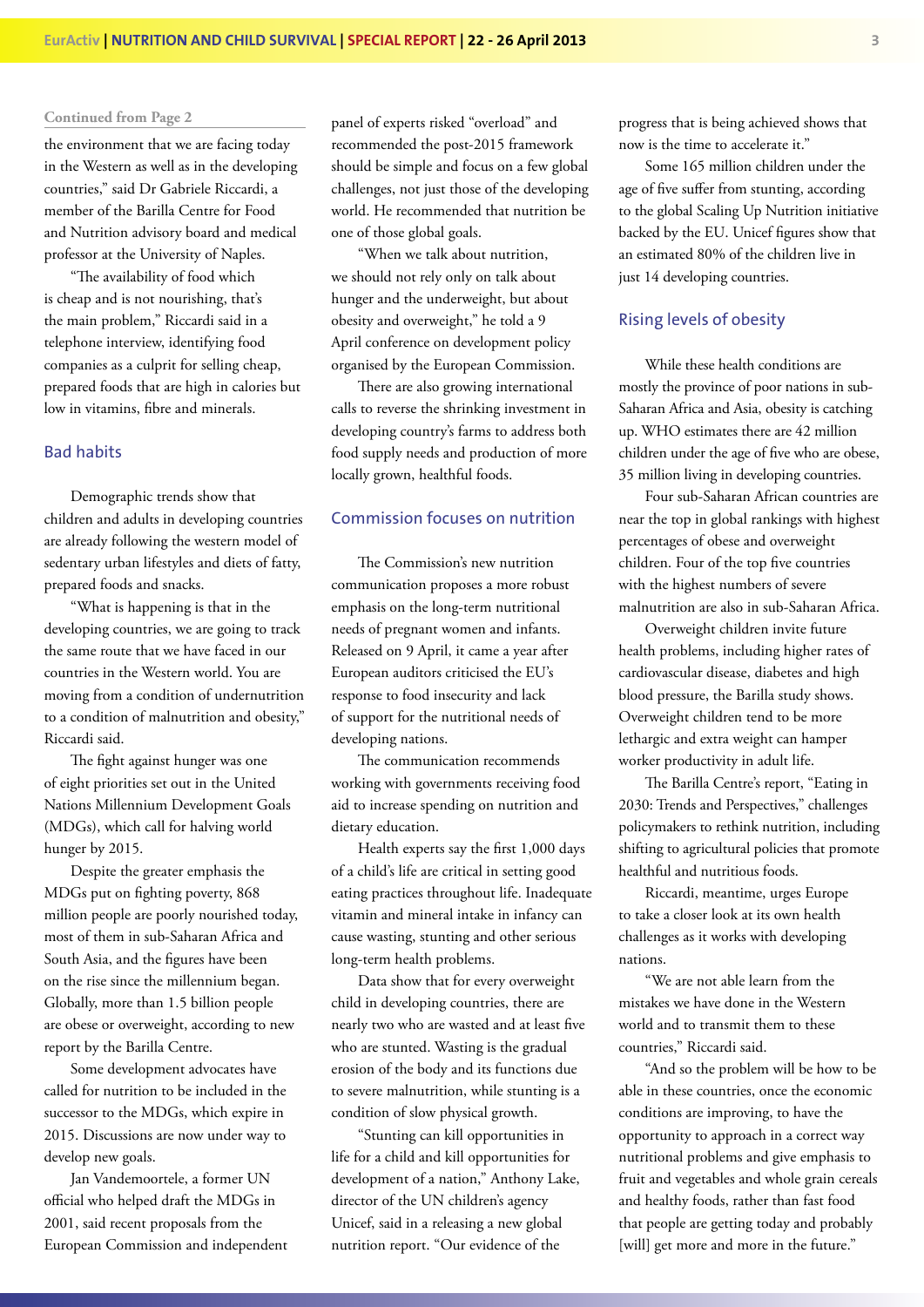Continued from Page 2

the environment that we are facing today in the Western as well as in the developing countries," said Dr Gabriele Riccardi, a member of the Barilla Centre for Food and Nutrition advisory board and medical professor at the University of Naples.

"The availability of food which is cheap and is not nourishing, that's the main problem," Riccardi said in a telephone interview, identifying food companies as a culprit for selling cheap, prepared foods that are high in calories but low in vitamins, fibre and minerals.

## Bad habits

Demographic trends show that children and adults in developing countries are already following the western model of sedentary urban lifestyles and diets of fatty, prepared foods and snacks.

"What is happening is that in the developing countries, we are going to track the same route that we have faced in our countries in the Western world. You are moving from a condition of undernutrition to a condition of malnutrition and obesity," Riccardi said.

The fight against hunger was one of eight priorities set out in the United Nations Millennium Development Goals (MDGs), which call for halving world hunger by 2015.

Despite the greater emphasis the MDGs put on fighting poverty, 868 million people are poorly nourished today, most of them in sub-Saharan Africa and South Asia, and the figures have been on the rise since the millennium began. Globally, more than 1.5 billion people are obese or overweight, according to new report by the Barilla Centre.

Some development advocates have called for nutrition to be included in the successor to the MDGs, which expire in 2015. Discussions are now under way to develop new goals.

Jan Vandemoortele, a former UN official who helped draft the MDGs in 2001, said recent proposals from the European Commission and independent panel of experts risked "overload" and recommended the post-2015 framework should be simple and focus on a few global challenges, not just those of the developing world. He recommended that nutrition be one of those global goals.

"When we talk about nutrition, we should not rely only on talk about hunger and the underweight, but about obesity and overweight," he told a 9 April conference on development policy organised by the European Commission.

There are also growing international calls to reverse the shrinking investment in developing country's farms to address both food supply needs and production of more locally grown, healthful foods.

## Commission focuses on nutrition

The Commission's new nutrition communication proposes a more robust emphasis on the long-term nutritional needs of pregnant women and infants. Released on 9 April, it came a year after European auditors criticised the EU's response to food insecurity and lack of support for the nutritional needs of developing nations.

The communication recommends working with governments receiving food aid to increase spending on nutrition and dietary education.

Health experts say the first 1,000 days of a child's life are critical in setting good eating practices throughout life. Inadequate vitamin and mineral intake in infancy can cause wasting, stunting and other serious long-term health problems.

Data show that for every overweight child in developing countries, there are nearly two who are wasted and at least five who are stunted. Wasting is the gradual erosion of the body and its functions due to severe malnutrition, while stunting is a condition of slow physical growth.

"Stunting can kill opportunities in life for a child and kill opportunities for development of a nation," Anthony Lake, director of the UN children's agency Unicef, said in a releasing a new global nutrition report. "Our evidence of the progress that is being achieved shows that now is the time to accelerate it."

Some 165 million children under the age of five suffer from stunting, according to the global Scaling Up Nutrition initiative backed by the EU. Unicef figures show that an estimated 80% of the children live in just 14 developing countries.

## Rising levels of obesity

While these health conditions are mostly the province of poor nations in sub-Saharan Africa and Asia, obesity is catching up. WHO estimates there are 42 million children under the age of five who are obese, 35 million living in developing countries.

Four sub-Saharan African countries are near the top in global rankings with highest percentages of obese and overweight children. Four of the top five countries with the highest numbers of severe malnutrition are also in sub-Saharan Africa.

Overweight children invite future health problems, including higher rates of cardiovascular disease, diabetes and high blood pressure, the Barilla study shows. Overweight children tend to be more lethargic and extra weight can hamper worker productivity in adult life.

The Barilla Centre's report, "Eating in 2030: Trends and Perspectives," challenges policymakers to rethink nutrition, including shifting to agricultural policies that promote healthful and nutritious foods.

Riccardi, meantime, urges Europe to take a closer look at its own health challenges as it works with developing nations.

"We are not able learn from the mistakes we have done in the Western world and to transmit them to these countries," Riccardi said.

"And so the problem will be how to be able in these countries, once the economic conditions are improving, to have the opportunity to approach in a correct way nutritional problems and give emphasis to fruit and vegetables and whole grain cereals and healthy foods, rather than fast food that people are getting today and probably [will] get more and more in the future."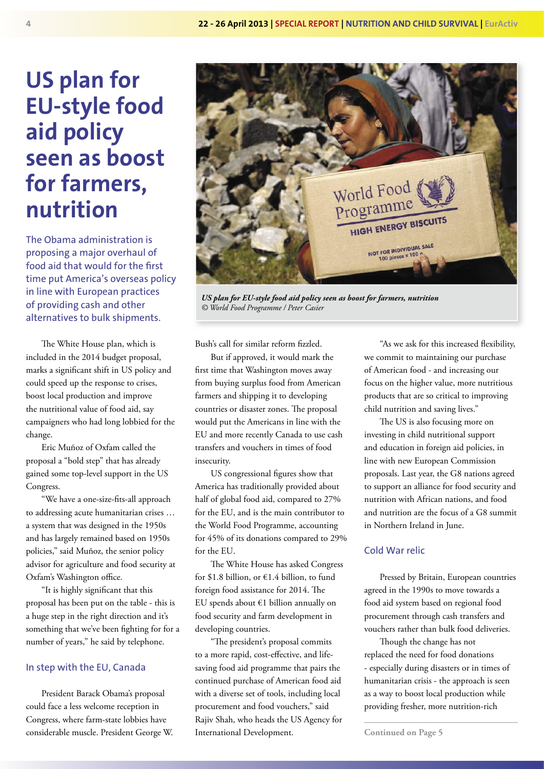# US plan for EU-style food aid policy seen as boost for farmers, nutrition

The Obama administration is proposing a major overhaul of food aid that would for the first time put America's overseas policy in line with European practices of providing cash and other alternatives to bulk shipments.

*US plan for EU-style food aid policy seen as boost for farmers, nutrition*
*© World Food Programme / Peter Casier*

The White House plan, which is included in the 2014 budget proposal, marks a significant shift in US policy and could speed up the response to crises, boost local production and improve the nutritional value of food aid, say campaigners who had long lobbied for the change.

Eric Muñoz of Oxfam called the proposal a "bold step" that has already gained some top-level support in the US Congress.

"We have a one-size-fits-all approach to addressing acute humanitarian crises … a system that was designed in the 1950s and has largely remained based on 1950s policies," said Muñoz, the senior policy advisor for agriculture and food security at Oxfam's Washington office.

"It is highly significant that this proposal has been put on the table - this is a huge step in the right direction and it's something that we've been fighting for for a number of years," he said by telephone.

## In step with the EU, Canada

President Barack Obama's proposal could face a less welcome reception in Congress, where farm-state lobbies have considerable muscle. President George W. Bush's call for similar reform fizzled.

But if approved, it would mark the first time that Washington moves away from buying surplus food from American farmers and shipping it to developing countries or disaster zones. The proposal would put the Americans in line with the EU and more recently Canada to use cash transfers and vouchers in times of food insecurity.

US congressional figures show that America has traditionally provided about half of global food aid, compared to 27% for the EU, and is the main contributor to the World Food Programme, accounting for 45% of its donations compared to 29% for the EU.

The White House has asked Congress for $1.8 billion, or €1.4 billion, to fund foreign food assistance for 2014. The EU spends about €1 billion annually on food security and farm development in developing countries.

"The president's proposal commits to a more rapid, cost-effective, and life-saving food aid programme that pairs the continued purchase of American food aid with a diverse set of tools, including local procurement and food vouchers," said Rajiv Shah, who heads the US Agency for International Development.

"As we ask for this increased flexibility, we commit to maintaining our purchase of American food - and increasing our focus on the higher value, more nutritious products that are so critical to improving child nutrition and saving lives."

The US is also focusing more on investing in child nutritional support and education in foreign aid policies, in line with new European Commission proposals. Last year, the G8 nations agreed to support an alliance for food security and nutrition with African nations, and food and nutrition are the focus of a G8 summit in Northern Ireland in June.

## Cold War relic

Pressed by Britain, European countries agreed in the 1990s to move towards a food aid system based on regional food procurement through cash transfers and vouchers rather than bulk food deliveries.

Though the change has not replaced the need for food donations - especially during disasters or in times of humanitarian crisis - the approach is seen as a way to boost local production while providing fresher, more nutrition-rich

**Continued on Page 5**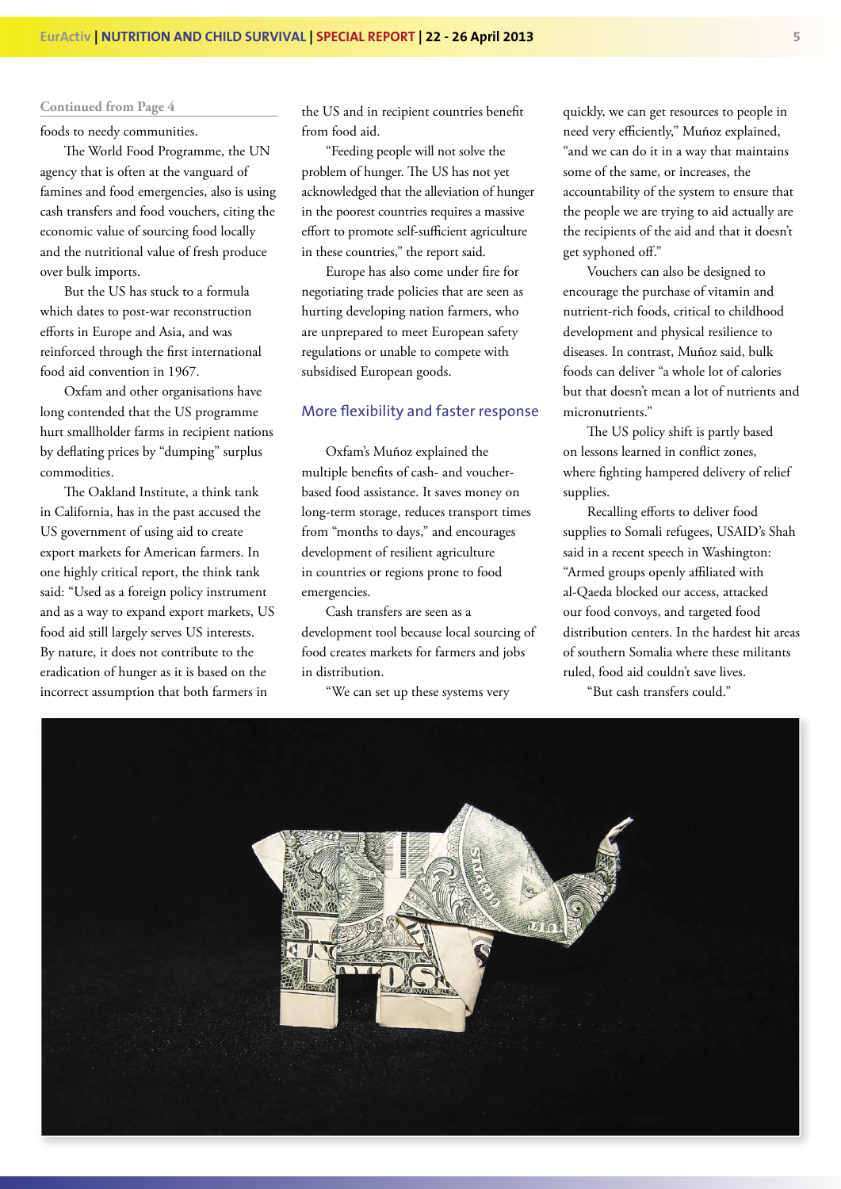Continued from Page 4

foods to needy communities.

The World Food Programme, the UN agency that is often at the vanguard of famines and food emergencies, also is using cash transfers and food vouchers, citing the economic value of sourcing food locally and the nutritional value of fresh produce over bulk imports.

But the US has stuck to a formula which dates to post-war reconstruction efforts in Europe and Asia, and was reinforced through the first international food aid convention in 1967.

Oxfam and other organisations have long contended that the US programme hurt smallholder farms in recipient nations by deflating prices by "dumping" surplus commodities.

The Oakland Institute, a think tank in California, has in the past accused the US government of using aid to create export markets for American farmers. In one highly critical report, the think tank said: "Used as a foreign policy instrument and as a way to expand export markets, US food aid still largely serves US interests. By nature, it does not contribute to the eradication of hunger as it is based on the incorrect assumption that both farmers in the US and in recipient countries benefit from food aid.

"Feeding people will not solve the problem of hunger. The US has not yet acknowledged that the alleviation of hunger in the poorest countries requires a massive effort to promote self-sufficient agriculture in these countries," the report said.

Europe has also come under fire for negotiating trade policies that are seen as hurting developing nation farmers, who are unprepared to meet European safety regulations or unable to compete with subsidised European goods.

## More flexibility and faster response

Oxfam's Muñoz explained the multiple benefits of cash- and voucher-based food assistance. It saves money on long-term storage, reduces transport times from "months to days," and encourages development of resilient agriculture in countries or regions prone to food emergencies.

Cash transfers are seen as a development tool because local sourcing of food creates markets for farmers and jobs in distribution.

"We can set up these systems very quickly, we can get resources to people in need very efficiently," Muñoz explained, "and we can do it in a way that maintains some of the same, or increases, the accountability of the system to ensure that the people we are trying to aid actually are the recipients of the aid and that it doesn't get syphoned off."

Vouchers can also be designed to encourage the purchase of vitamin and nutrient-rich foods, critical to childhood development and physical resilience to diseases. In contrast, Muñoz said, bulk foods can deliver "a whole lot of calories but that doesn't mean a lot of nutrients and micronutrients."

The US policy shift is partly based on lessons learned in conflict zones, where fighting hampered delivery of relief supplies.

Recalling efforts to deliver food supplies to Somali refugees, USAID's Shah said in a recent speech in Washington: "Armed groups openly affiliated with al-Qaeda blocked our access, attacked our food convoys, and targeted food distribution centers. In the hardest hit areas of southern Somalia where these militants ruled, food aid couldn't save lives.

"But cash transfers could."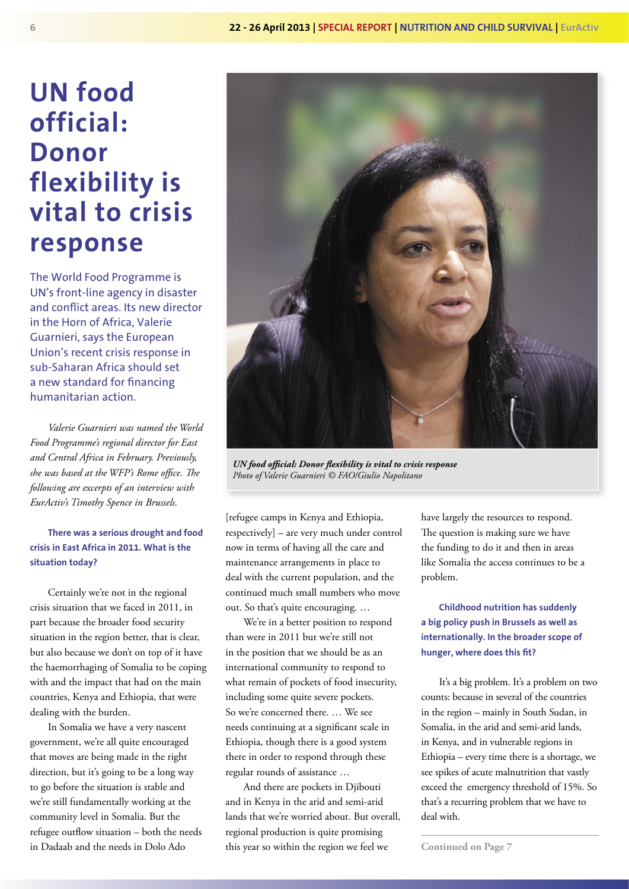# UN food official: Donor flexibility is vital to crisis response

The World Food Programme is UN's front-line agency in disaster and conflict areas. Its new director in the Horn of Africa, Valerie Guarnieri, says the European Union's recent crisis response in sub-Saharan Africa should set a new standard for financing humanitarian action.

*Valerie Guarnieri was named the World Food Programme's regional director for East and Central Africa in February. Previously, she was based at the WFP's Rome office. The following are excerpts of an interview with EurActiv's Timothy Spence in Brussels.*

*UN food official: Donor flexibility is vital to crisis response*
*Photo of Valerie Guarnieri © FAO/Giulio Napolitano*

**There was a serious drought and food crisis in East Africa in 2011. What is the situation today?**

Certainly we're not in the regional crisis situation that we faced in 2011, in part because the broader food security situation in the region better, that is clear, but also because we don't on top of it have the haemorrhaging of Somalia to be coping with and the impact that had on the main countries, Kenya and Ethiopia, that were dealing with the burden.

In Somalia we have a very nascent government, we're all quite encouraged that moves are being made in the right direction, but it's going to be a long way to go before the situation is stable and we're still fundamentally working at the community level in Somalia. But the refugee outflow situation – both the needs in Dadaab and the needs in Dolo Ado [refugee camps in Kenya and Ethiopia, respectively] – are very much under control now in terms of having all the care and maintenance arrangements in place to deal with the current population, and the continued much small numbers who move out. So that's quite encouraging. …

We're in a better position to respond than were in 2011 but we're still not in the position that we should be as an international community to respond to what remain of pockets of food insecurity, including some quite severe pockets. So we're concerned there. … We see needs continuing at a significant scale in Ethiopia, though there is a good system there in order to respond through these regular rounds of assistance …

And there are pockets in Djibouti and in Kenya in the arid and semi-arid lands that we're worried about. But overall, regional production is quite promising this year so within the region we feel we have largely the resources to respond. The question is making sure we have the funding to do it and then in areas like Somalia the access continues to be a problem.

**Childhood nutrition has suddenly a big policy push in Brussels as well as internationally. In the broader scope of hunger, where does this fit?**

It's a big problem. It's a problem on two counts: because in several of the countries in the region – mainly in South Sudan, in Somalia, in the arid and semi-arid lands, in Kenya, and in vulnerable regions in Ethiopia – every time there is a shortage, we see spikes of acute malnutrition that vastly exceed the emergency threshold of 15%. So that's a recurring problem that we have to deal with.

Continued on Page 7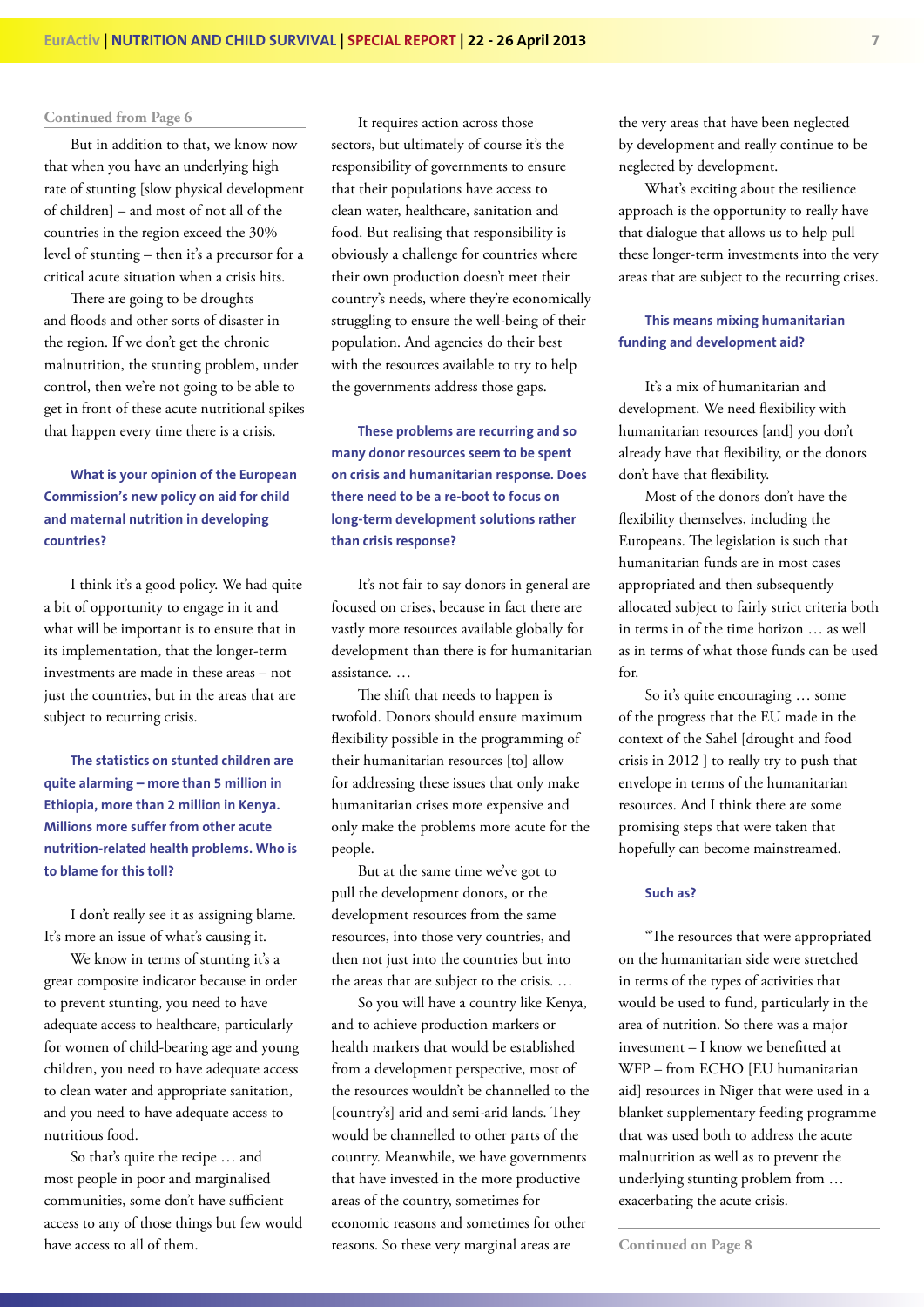Continued from Page 6

But in addition to that, we know now that when you have an underlying high rate of stunting [slow physical development of children] – and most of not all of the countries in the region exceed the 30% level of stunting – then it's a precursor for a critical acute situation when a crisis hits.

There are going to be droughts and floods and other sorts of disaster in the region. If we don't get the chronic malnutrition, the stunting problem, under control, then we're not going to be able to get in front of these acute nutritional spikes that happen every time there is a crisis.

**What is your opinion of the European Commission's new policy on aid for child and maternal nutrition in developing countries?**

I think it's a good policy. We had quite a bit of opportunity to engage in it and what will be important is to ensure that in its implementation, that the longer-term investments are made in these areas – not just the countries, but in the areas that are subject to recurring crisis.

**The statistics on stunted children are quite alarming – more than 5 million in Ethiopia, more than 2 million in Kenya. Millions more suffer from other acute nutrition-related health problems. Who is to blame for this toll?**

I don't really see it as assigning blame. It's more an issue of what's causing it.

We know in terms of stunting it's a great composite indicator because in order to prevent stunting, you need to have adequate access to healthcare, particularly for women of child-bearing age and young children, you need to have adequate access to clean water and appropriate sanitation, and you need to have adequate access to nutritious food.

So that's quite the recipe … and most people in poor and marginalised communities, some don't have sufficient access to any of those things but few would have access to all of them.

It requires action across those sectors, but ultimately of course it's the responsibility of governments to ensure that their populations have access to clean water, healthcare, sanitation and food. But realising that responsibility is obviously a challenge for countries where their own production doesn't meet their country's needs, where they're economically struggling to ensure the well-being of their population. And agencies do their best with the resources available to try to help the governments address those gaps.

**These problems are recurring and so many donor resources seem to be spent on crisis and humanitarian response. Does there need to be a re-boot to focus on long-term development solutions rather than crisis response?**

It's not fair to say donors in general are focused on crises, because in fact there are vastly more resources available globally for development than there is for humanitarian assistance. …

The shift that needs to happen is twofold. Donors should ensure maximum flexibility possible in the programming of their humanitarian resources [to] allow for addressing these issues that only make humanitarian crises more expensive and only make the problems more acute for the people.

But at the same time we've got to pull the development donors, or the development resources from the same resources, into those very countries, and then not just into the countries but into the areas that are subject to the crisis. …

So you will have a country like Kenya, and to achieve production markers or health markers that would be established from a development perspective, most of the resources wouldn't be channelled to the [country's] arid and semi-arid lands. They would be channelled to other parts of the country. Meanwhile, we have governments that have invested in the more productive areas of the country, sometimes for economic reasons and sometimes for other reasons. So these very marginal areas are the very areas that have been neglected by development and really continue to be neglected by development.

What's exciting about the resilience approach is the opportunity to really have that dialogue that allows us to help pull these longer-term investments into the very areas that are subject to the recurring crises.

**This means mixing humanitarian funding and development aid?**

It's a mix of humanitarian and development. We need flexibility with humanitarian resources [and] you don't already have that flexibility, or the donors don't have that flexibility.

Most of the donors don't have the flexibility themselves, including the Europeans. The legislation is such that humanitarian funds are in most cases appropriated and then subsequently allocated subject to fairly strict criteria both in terms in of the time horizon … as well as in terms of what those funds can be used for.

So it's quite encouraging … some of the progress that the EU made in the context of the Sahel [drought and food crisis in 2012 ] to really try to push that envelope in terms of the humanitarian resources. And I think there are some promising steps that were taken that hopefully can become mainstreamed.

**Such as?**

"The resources that were appropriated on the humanitarian side were stretched in terms of the types of activities that would be used to fund, particularly in the area of nutrition. So there was a major investment – I know we benefitted at WFP – from ECHO [EU humanitarian aid] resources in Niger that were used in a blanket supplementary feeding programme that was used both to address the acute malnutrition as well as to prevent the underlying stunting problem from … exacerbating the acute crisis.

Continued on Page 8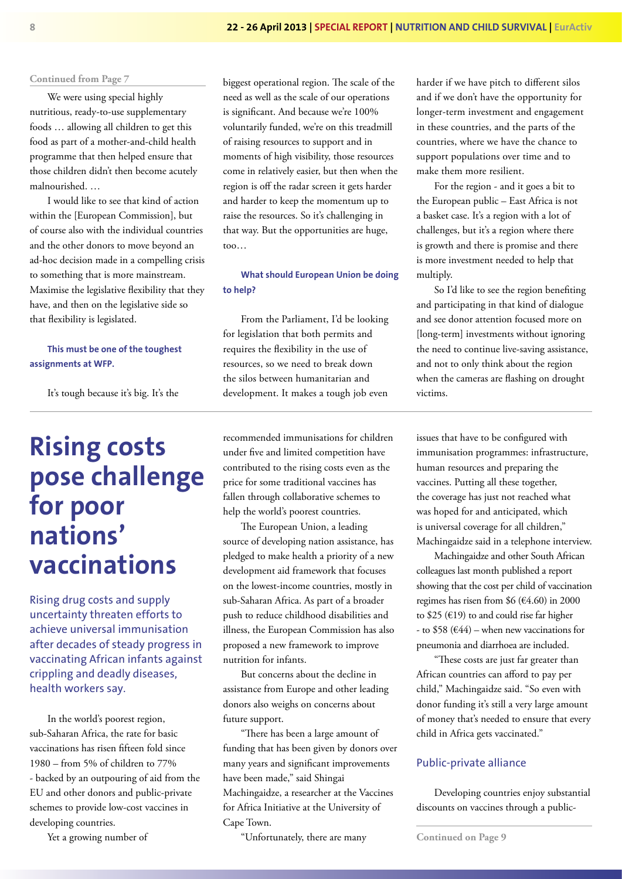Continued from Page 7

We were using special highly nutritious, ready-to-use supplementary foods … allowing all children to get this food as part of a mother-and-child health programme that then helped ensure that those children didn't then become acutely malnourished. …

I would like to see that kind of action within the [European Commission], but of course also with the individual countries and the other donors to move beyond an ad-hoc decision made in a compelling crisis to something that is more mainstream. Maximise the legislative flexibility that they have, and then on the legislative side so that flexibility is legislated.

**This must be one of the toughest assignments at WFP.**

It's tough because it's big. It's the biggest operational region. The scale of the need as well as the scale of our operations is significant. And because we're 100% voluntarily funded, we're on this treadmill of raising resources to support and in moments of high visibility, those resources come in relatively easier, but then when the region is off the radar screen it gets harder and harder to keep the momentum up to raise the resources. So it's challenging in that way. But the opportunities are huge, too…

**What should European Union be doing to help?**

From the Parliament, I'd be looking for legislation that both permits and requires the flexibility in the use of resources, so we need to break down the silos between humanitarian and development. It makes a tough job even harder if we have pitch to different silos and if we don't have the opportunity for longer-term investment and engagement in these countries, and the parts of the countries, where we have the chance to support populations over time and to make them more resilient.

For the region - and it goes a bit to the European public – East Africa is not a basket case. It's a region with a lot of challenges, but it's a region where there is growth and there is promise and there is more investment needed to help that multiply.

So I'd like to see the region benefiting and participating in that kind of dialogue and see donor attention focused more on [long-term] investments without ignoring the need to continue live-saving assistance, and not to only think about the region when the cameras are flashing on drought victims.

# Rising costs pose challenge for poor nations' vaccinations

Rising drug costs and supply uncertainty threaten efforts to achieve universal immunisation after decades of steady progress in vaccinating African infants against crippling and deadly diseases, health workers say.

In the world's poorest region, sub-Saharan Africa, the rate for basic vaccinations has risen fifteen fold since 1980 – from 5% of children to 77% - backed by an outpouring of aid from the EU and other donors and public-private schemes to provide low-cost vaccines in developing countries.

Yet a growing number of recommended immunisations for children under five and limited competition have contributed to the rising costs even as the price for some traditional vaccines has fallen through collaborative schemes to help the world's poorest countries.

The European Union, a leading source of developing nation assistance, has pledged to make health a priority of a new development aid framework that focuses on the lowest-income countries, mostly in sub-Saharan Africa. As part of a broader push to reduce childhood disabilities and illness, the European Commission has also proposed a new framework to improve nutrition for infants.

But concerns about the decline in assistance from Europe and other leading donors also weighs on concerns about future support.

"There has been a large amount of funding that has been given by donors over many years and significant improvements have been made," said Shingai Machingaidze, a researcher at the Vaccines for Africa Initiative at the University of Cape Town.

"Unfortunately, there are many issues that have to be configured with immunisation programmes: infrastructure, human resources and preparing the vaccines. Putting all these together, the coverage has just not reached what was hoped for and anticipated, which is universal coverage for all children," Machingaidze said in a telephone interview.

Machingaidze and other South African colleagues last month published a report showing that the cost per child of vaccination regimes has risen from $6 (€4.60) in 2000 to $25 (€19) to and could rise far higher - to $58 (€44) – when new vaccinations for pneumonia and diarrhoea are included.

"These costs are just far greater than African countries can afford to pay per child," Machingaidze said. "So even with donor funding it's still a very large amount of money that's needed to ensure that every child in Africa gets vaccinated."

## Public-private alliance

Developing countries enjoy substantial discounts on vaccines through a public-

Continued on Page 9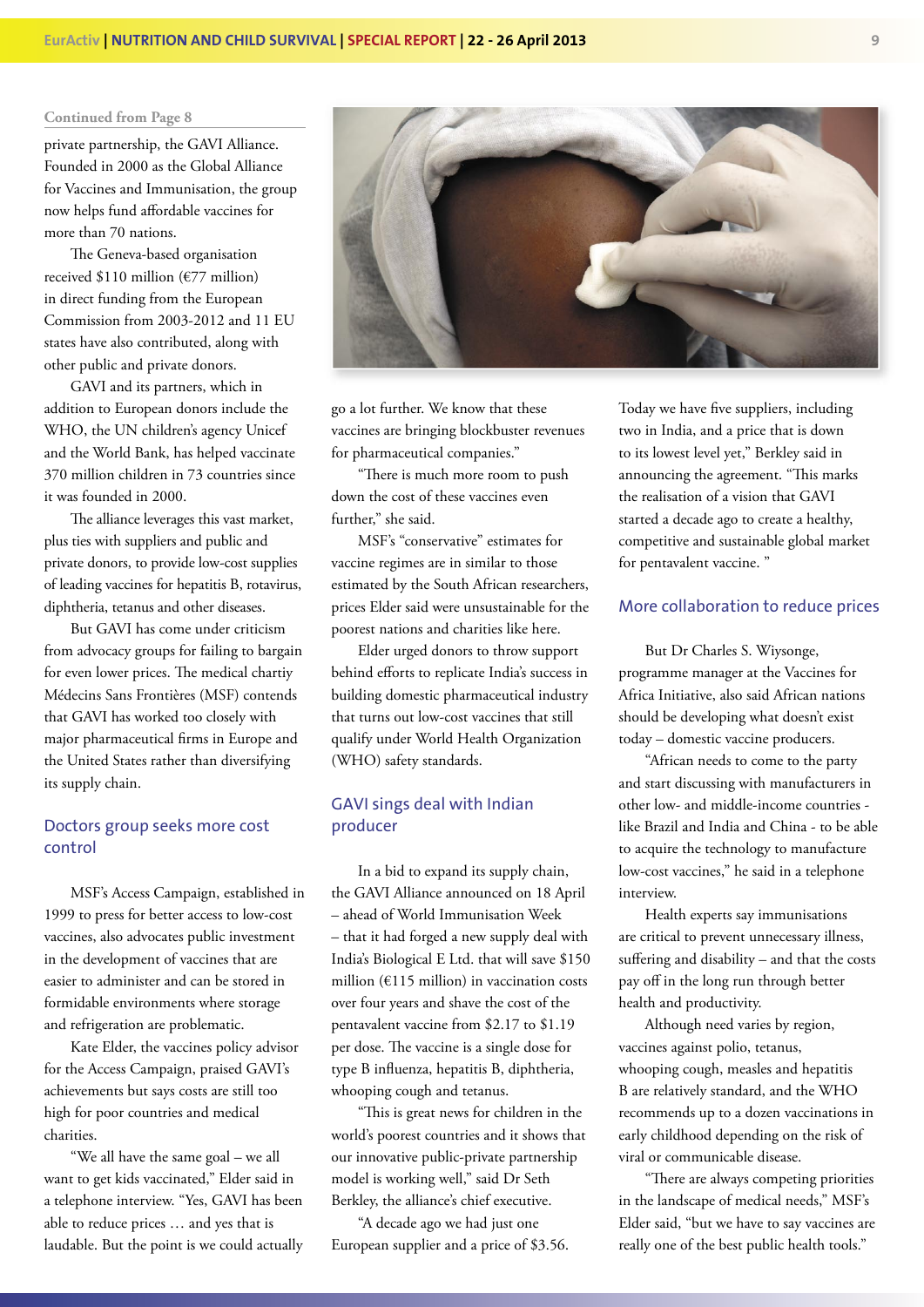Continued from Page 8

private partnership, the GAVI Alliance. Founded in 2000 as the Global Alliance for Vaccines and Immunisation, the group now helps fund affordable vaccines for more than 70 nations.

The Geneva-based organisation received $110 million (€77 million) in direct funding from the European Commission from 2003-2012 and 11 EU states have also contributed, along with other public and private donors.

GAVI and its partners, which in addition to European donors include the WHO, the UN children's agency Unicef and the World Bank, has helped vaccinate 370 million children in 73 countries since it was founded in 2000.

The alliance leverages this vast market, plus ties with suppliers and public and private donors, to provide low-cost supplies of leading vaccines for hepatitis B, rotavirus, diphtheria, tetanus and other diseases.

But GAVI has come under criticism from advocacy groups for failing to bargain for even lower prices. The medical chartiy Médecins Sans Frontières (MSF) contends that GAVI has worked too closely with major pharmaceutical firms in Europe and the United States rather than diversifying its supply chain.

## Doctors group seeks more cost control

MSF's Access Campaign, established in 1999 to press for better access to low-cost vaccines, also advocates public investment in the development of vaccines that are easier to administer and can be stored in formidable environments where storage and refrigeration are problematic.

Kate Elder, the vaccines policy advisor for the Access Campaign, praised GAVI's achievements but says costs are still too high for poor countries and medical charities.

"We all have the same goal – we all want to get kids vaccinated," Elder said in a telephone interview. "Yes, GAVI has been able to reduce prices … and yes that is laudable. But the point is we could actually go a lot further. We know that these vaccines are bringing blockbuster revenues for pharmaceutical companies."

"There is much more room to push down the cost of these vaccines even further," she said.

MSF's "conservative" estimates for vaccine regimes are in similar to those estimated by the South African researchers, prices Elder said were unsustainable for the poorest nations and charities like here.

Elder urged donors to throw support behind efforts to replicate India's success in building domestic pharmaceutical industry that turns out low-cost vaccines that still qualify under World Health Organization (WHO) safety standards.

## GAVI sings deal with Indian producer

In a bid to expand its supply chain, the GAVI Alliance announced on 18 April – ahead of World Immunisation Week – that it had forged a new supply deal with India's Biological E Ltd. that will save $150 million (€115 million) in vaccination costs over four years and shave the cost of the pentavalent vaccine from $2.17 to $1.19 per dose. The vaccine is a single dose for type B influenza, hepatitis B, diphtheria, whooping cough and tetanus.

"This is great news for children in the world's poorest countries and it shows that our innovative public-private partnership model is working well," said Dr Seth Berkley, the alliance's chief executive.

"A decade ago we had just one European supplier and a price of $3.56. Today we have five suppliers, including two in India, and a price that is down to its lowest level yet," Berkley said in announcing the agreement. "This marks the realisation of a vision that GAVI started a decade ago to create a healthy, competitive and sustainable global market for pentavalent vaccine. "

## More collaboration to reduce prices

But Dr Charles S. Wiysonge, programme manager at the Vaccines for Africa Initiative, also said African nations should be developing what doesn't exist today – domestic vaccine producers.

"African needs to come to the party and start discussing with manufacturers in other low- and middle-income countries - like Brazil and India and China - to be able to acquire the technology to manufacture low-cost vaccines," he said in a telephone interview.

Health experts say immunisations are critical to prevent unnecessary illness, suffering and disability – and that the costs pay off in the long run through better health and productivity.

Although need varies by region, vaccines against polio, tetanus, whooping cough, measles and hepatitis B are relatively standard, and the WHO recommends up to a dozen vaccinations in early childhood depending on the risk of viral or communicable disease.

"There are always competing priorities in the landscape of medical needs," MSF's Elder said, "but we have to say vaccines are really one of the best public health tools."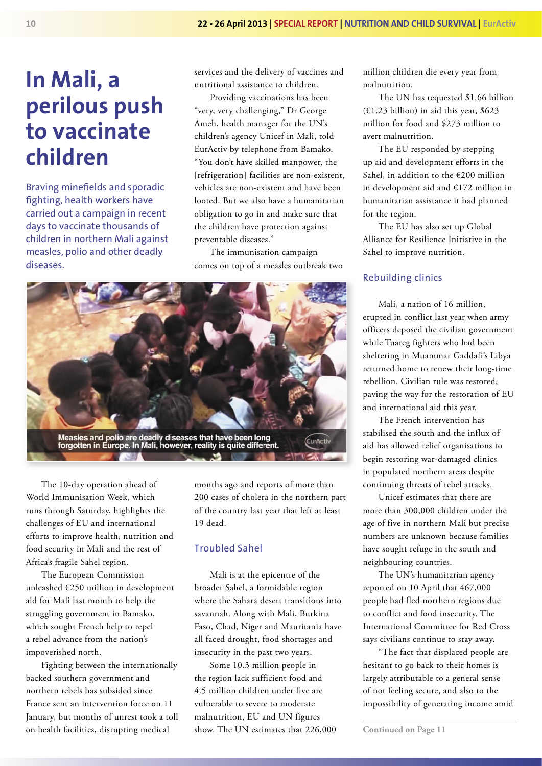# In Mali, a perilous push to vaccinate children

Braving minefields and sporadic fighting, health workers have carried out a campaign in recent days to vaccinate thousands of children in northern Mali against measles, polio and other deadly diseases.

The 10-day operation ahead of World Immunisation Week, which runs through Saturday, highlights the challenges of EU and international efforts to improve health, nutrition and food security in Mali and the rest of Africa's fragile Sahel region.

The European Commission unleashed €250 million in development aid for Mali last month to help the struggling government in Bamako, which sought French help to repel a rebel advance from the nation's impoverished north.

Fighting between the internationally backed southern government and northern rebels has subsided since France sent an intervention force on 11 January, but months of unrest took a toll on health facilities, disrupting medical services and the delivery of vaccines and nutritional assistance to children.

Providing vaccinations has been "very, very challenging," Dr George Ameh, health manager for the UN's children's agency Unicef in Mali, told EurActiv by telephone from Bamako. "You don't have skilled manpower, the [refrigeration] facilities are non-existent, vehicles are non-existent and have been looted. But we also have a humanitarian obligation to go in and make sure that the children have protection against preventable diseases."

The immunisation campaign comes on top of a measles outbreak two months ago and reports of more than 200 cases of cholera in the northern part of the country last year that left at least 19 dead.

Measles and polio are deadly diseases that have been long forgotten in Europe. In Mali, however, reality is quite different.

## Troubled Sahel

Mali is at the epicentre of the broader Sahel, a formidable region where the Sahara desert transitions into savannah. Along with Mali, Burkina Faso, Chad, Niger and Mauritania have all faced drought, food shortages and insecurity in the past two years.

Some 10.3 million people in the region lack sufficient food and 4.5 million children under five are vulnerable to severe to moderate malnutrition, EU and UN figures show. The UN estimates that 226,000 million children die every year from malnutrition.

The UN has requested $1.66 billion (€1.23 billion) in aid this year, $623 million for food and $273 million to avert malnutrition.

The EU responded by stepping up aid and development efforts in the Sahel, in addition to the €200 million in development aid and €172 million in humanitarian assistance it had planned for the region.

The EU has also set up Global Alliance for Resilience Initiative in the Sahel to improve nutrition.

## Rebuilding clinics

Mali, a nation of 16 million, erupted in conflict last year when army officers deposed the civilian government while Tuareg fighters who had been sheltering in Muammar Gaddafi's Libya returned home to renew their long-time rebellion. Civilian rule was restored, paving the way for the restoration of EU and international aid this year.

The French intervention has stabilised the south and the influx of aid has allowed relief organisations to begin restoring war-damaged clinics in populated northern areas despite continuing threats of rebel attacks.

Unicef estimates that there are more than 300,000 children under the age of five in northern Mali but precise numbers are unknown because families have sought refuge in the south and neighbouring countries.

The UN's humanitarian agency reported on 10 April that 467,000 people had fled northern regions due to conflict and food insecurity. The International Committee for Red Cross says civilians continue to stay away.

"The fact that displaced people are hesitant to go back to their homes is largely attributable to a general sense of not feeling secure, and also to the impossibility of generating income amid

Continued on Page 11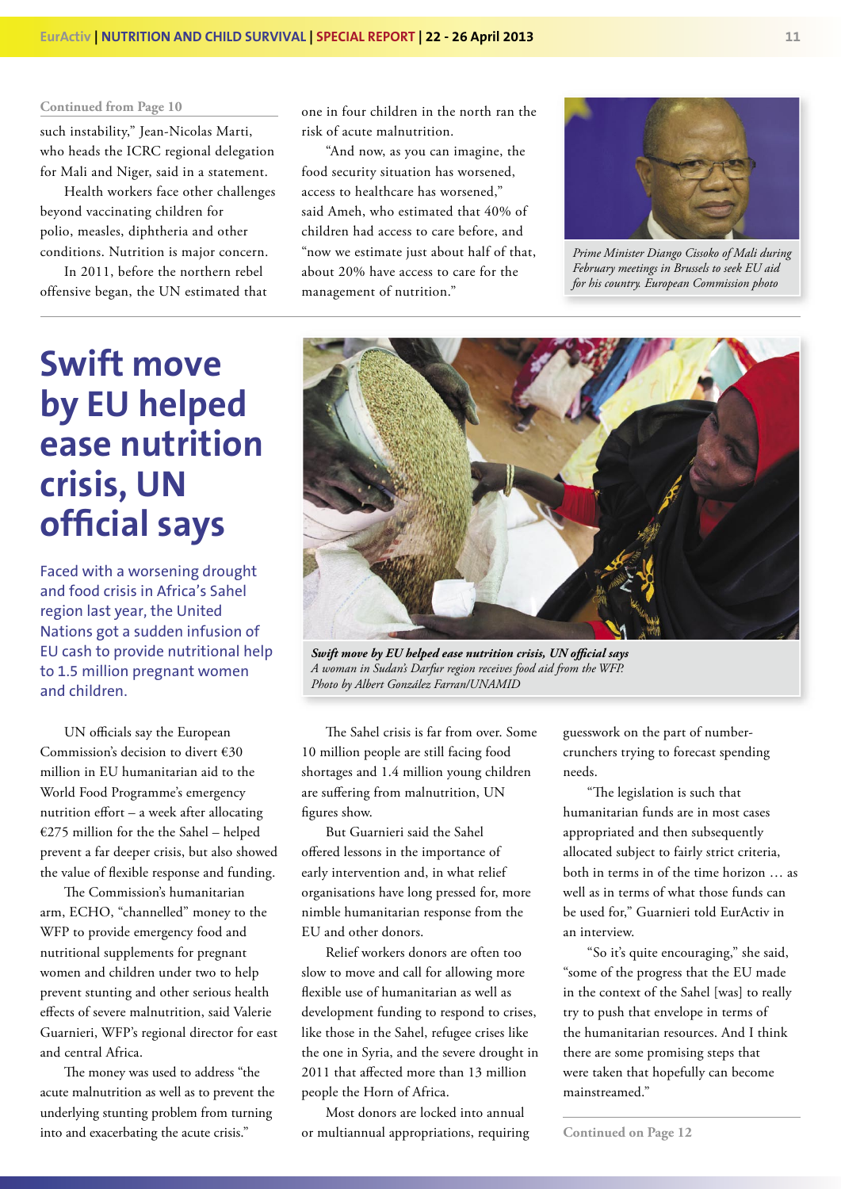Continued from Page 10

such instability," Jean-Nicolas Marti, who heads the ICRC regional delegation for Mali and Niger, said in a statement.

Health workers face other challenges beyond vaccinating children for polio, measles, diphtheria and other conditions. Nutrition is major concern.

In 2011, before the northern rebel offensive began, the UN estimated that one in four children in the north ran the risk of acute malnutrition.

"And now, as you can imagine, the food security situation has worsened, access to healthcare has worsened," said Ameh, who estimated that 40% of children had access to care before, and "now we estimate just about half of that, about 20% have access to care for the management of nutrition."

*Prime Minister Diango Cissoko of Mali during February meetings in Brussels to seek EU aid for his country. European Commission photo*

# Swift move by EU helped ease nutrition crisis, UN official says

Faced with a worsening drought and food crisis in Africa's Sahel region last year, the United Nations got a sudden infusion of EU cash to provide nutritional help to 1.5 million pregnant women and children.

***Swift move by EU helped ease nutrition crisis, UN official says***
*A woman in Sudan's Darfur region receives food aid from the WFP. Photo by Albert González Farran/UNAMID*

UN officials say the European Commission's decision to divert €30 million in EU humanitarian aid to the World Food Programme's emergency nutrition effort – a week after allocating €275 million for the the Sahel – helped prevent a far deeper crisis, but also showed the value of flexible response and funding.

The Commission's humanitarian arm, ECHO, "channelled" money to the WFP to provide emergency food and nutritional supplements for pregnant women and children under two to help prevent stunting and other serious health effects of severe malnutrition, said Valerie Guarnieri, WFP's regional director for east and central Africa.

The money was used to address "the acute malnutrition as well as to prevent the underlying stunting problem from turning into and exacerbating the acute crisis."

The Sahel crisis is far from over. Some 10 million people are still facing food shortages and 1.4 million young children are suffering from malnutrition, UN figures show.

But Guarnieri said the Sahel offered lessons in the importance of early intervention and, in what relief organisations have long pressed for, more nimble humanitarian response from the EU and other donors.

Relief workers donors are often too slow to move and call for allowing more flexible use of humanitarian as well as development funding to respond to crises, like those in the Sahel, refugee crises like the one in Syria, and the severe drought in 2011 that affected more than 13 million people the Horn of Africa.

Most donors are locked into annual or multiannual appropriations, requiring guesswork on the part of number-crunchers trying to forecast spending needs.

"The legislation is such that humanitarian funds are in most cases appropriated and then subsequently allocated subject to fairly strict criteria, both in terms in of the time horizon … as well as in terms of what those funds can be used for," Guarnieri told EurActiv in an interview.

"So it's quite encouraging," she said, "some of the progress that the EU made in the context of the Sahel [was] to really try to push that envelope in terms of the humanitarian resources. And I think there are some promising steps that were taken that hopefully can become mainstreamed."

Continued on Page 12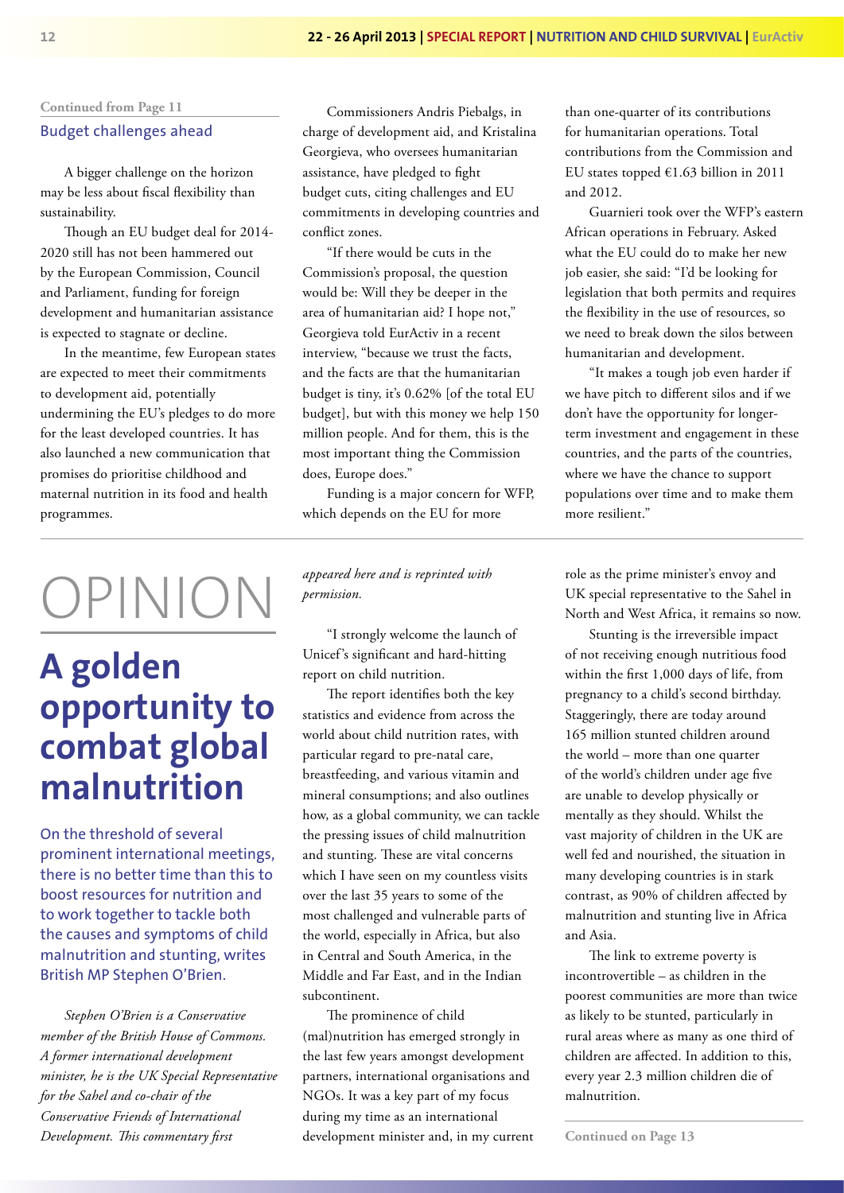Continued from Page 11

## Budget challenges ahead

A bigger challenge on the horizon may be less about fiscal flexibility than sustainability.

Though an EU budget deal for 2014-2020 still has not been hammered out by the European Commission, Council and Parliament, funding for foreign development and humanitarian assistance is expected to stagnate or decline.

In the meantime, few European states are expected to meet their commitments to development aid, potentially undermining the EU's pledges to do more for the least developed countries. It has also launched a new communication that promises do prioritise childhood and maternal nutrition in its food and health programmes.

Commissioners Andris Piebalgs, in charge of development aid, and Kristalina Georgieva, who oversees humanitarian assistance, have pledged to fight budget cuts, citing challenges and EU commitments in developing countries and conflict zones.

"If there would be cuts in the Commission's proposal, the question would be: Will they be deeper in the area of humanitarian aid? I hope not," Georgieva told EurActiv in a recent interview, "because we trust the facts, and the facts are that the humanitarian budget is tiny, it's 0.62% [of the total EU budget], but with this money we help 150 million people. And for them, this is the most important thing the Commission does, Europe does."

Funding is a major concern for WFP, which depends on the EU for more than one-quarter of its contributions for humanitarian operations. Total contributions from the Commission and EU states topped €1.63 billion in 2011 and 2012.

Guarnieri took over the WFP's eastern African operations in February. Asked what the EU could do to make her new job easier, she said: "I'd be looking for legislation that both permits and requires the flexibility in the use of resources, so we need to break down the silos between humanitarian and development.

"It makes a tough job even harder if we have pitch to different silos and if we don't have the opportunity for longer-term investment and engagement in these countries, and the parts of the countries, where we have the chance to support populations over time and to make them more resilient."

# OPINION

# A golden opportunity to combat global malnutrition

On the threshold of several prominent international meetings, there is no better time than this to boost resources for nutrition and to work together to tackle both the causes and symptoms of child malnutrition and stunting, writes British MP Stephen O'Brien.

*Stephen O'Brien is a Conservative member of the British House of Commons. A former international development minister, he is the UK Special Representative for the Sahel and co-chair of the Conservative Friends of International Development. This commentary first appeared here and is reprinted with permission.*

"I strongly welcome the launch of Unicef's significant and hard-hitting report on child nutrition.

The report identifies both the key statistics and evidence from across the world about child nutrition rates, with particular regard to pre-natal care, breastfeeding, and various vitamin and mineral consumptions; and also outlines how, as a global community, we can tackle the pressing issues of child malnutrition and stunting. These are vital concerns which I have seen on my countless visits over the last 35 years to some of the most challenged and vulnerable parts of the world, especially in Africa, but also in Central and South America, in the Middle and Far East, and in the Indian subcontinent.

The prominence of child (mal)nutrition has emerged strongly in the last few years amongst development partners, international organisations and NGOs. It was a key part of my focus during my time as an international development minister and, in my current role as the prime minister's envoy and UK special representative to the Sahel in North and West Africa, it remains so now.

Stunting is the irreversible impact of not receiving enough nutritious food within the first 1,000 days of life, from pregnancy to a child's second birthday. Staggeringly, there are today around 165 million stunted children around the world – more than one quarter of the world's children under age five are unable to develop physically or mentally as they should. Whilst the vast majority of children in the UK are well fed and nourished, the situation in many developing countries is in stark contrast, as 90% of children affected by malnutrition and stunting live in Africa and Asia.

The link to extreme poverty is incontrovertible – as children in the poorest communities are more than twice as likely to be stunted, particularly in rural areas where as many as one third of children are affected. In addition to this, every year 2.3 million children die of malnutrition.

Continued on Page 13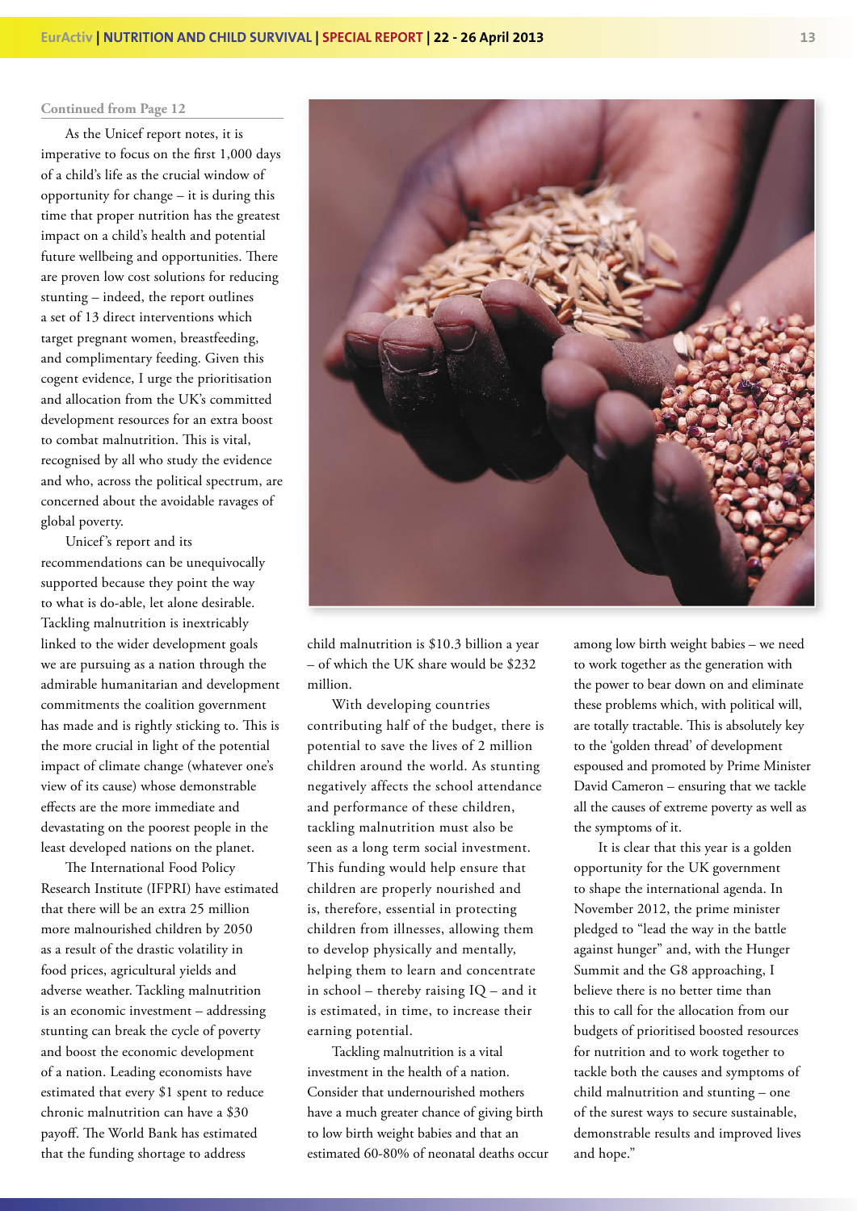Continued from Page 12

As the Unicef report notes, it is imperative to focus on the first 1,000 days of a child's life as the crucial window of opportunity for change – it is during this time that proper nutrition has the greatest impact on a child's health and potential future wellbeing and opportunities. There are proven low cost solutions for reducing stunting – indeed, the report outlines a set of 13 direct interventions which target pregnant women, breastfeeding, and complimentary feeding. Given this cogent evidence, I urge the prioritisation and allocation from the UK's committed development resources for an extra boost to combat malnutrition. This is vital, recognised by all who study the evidence and who, across the political spectrum, are concerned about the avoidable ravages of global poverty.

Unicef's report and its recommendations can be unequivocally supported because they point the way to what is do-able, let alone desirable. Tackling malnutrition is inextricably linked to the wider development goals we are pursuing as a nation through the admirable humanitarian and development commitments the coalition government has made and is rightly sticking to. This is the more crucial in light of the potential impact of climate change (whatever one's view of its cause) whose demonstrable effects are the more immediate and devastating on the poorest people in the least developed nations on the planet.

The International Food Policy Research Institute (IFPRI) have estimated that there will be an extra 25 million more malnourished children by 2050 as a result of the drastic volatility in food prices, agricultural yields and adverse weather. Tackling malnutrition is an economic investment – addressing stunting can break the cycle of poverty and boost the economic development of a nation. Leading economists have estimated that every $1 spent to reduce chronic malnutrition can have a $30 payoff. The World Bank has estimated that the funding shortage to address child malnutrition is $10.3 billion a year – of which the UK share would be $232 million.

With developing countries contributing half of the budget, there is potential to save the lives of 2 million children around the world. As stunting negatively affects the school attendance and performance of these children, tackling malnutrition must also be seen as a long term social investment. This funding would help ensure that children are properly nourished and is, therefore, essential in protecting children from illnesses, allowing them to develop physically and mentally, helping them to learn and concentrate in school – thereby raising IQ – and it is estimated, in time, to increase their earning potential.

Tackling malnutrition is a vital investment in the health of a nation. Consider that undernourished mothers have a much greater chance of giving birth to low birth weight babies and that an estimated 60-80% of neonatal deaths occur among low birth weight babies – we need to work together as the generation with the power to bear down on and eliminate these problems which, with political will, are totally tractable. This is absolutely key to the 'golden thread' of development espoused and promoted by Prime Minister David Cameron – ensuring that we tackle all the causes of extreme poverty as well as the symptoms of it.

It is clear that this year is a golden opportunity for the UK government to shape the international agenda. In November 2012, the prime minister pledged to "lead the way in the battle against hunger" and, with the Hunger Summit and the G8 approaching, I believe there is no better time than this to call for the allocation from our budgets of prioritised boosted resources for nutrition and to work together to tackle both the causes and symptoms of child malnutrition and stunting – one of the surest ways to secure sustainable, demonstrable results and improved lives and hope."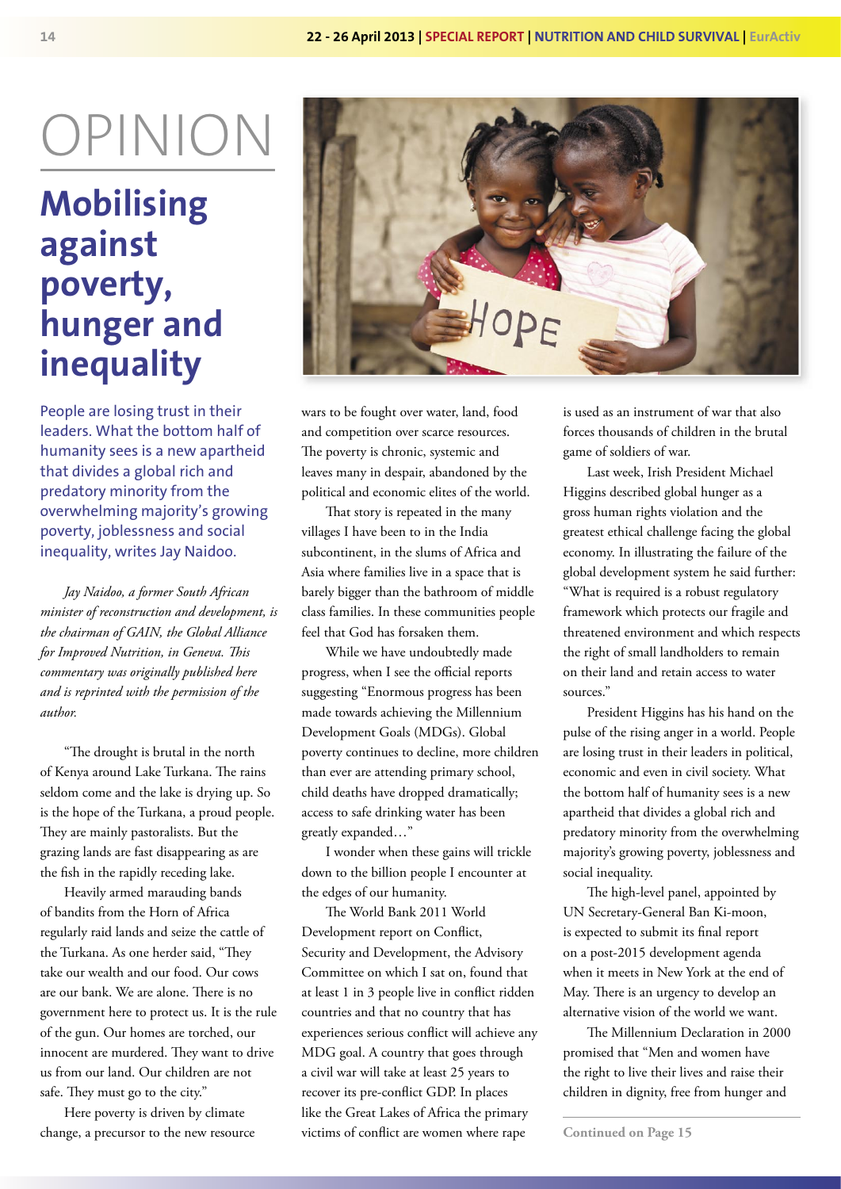# OPINION

## Mobilising against poverty, hunger and inequality

People are losing trust in their leaders. What the bottom half of humanity sees is a new apartheid that divides a global rich and predatory minority from the overwhelming majority's growing poverty, joblessness and social inequality, writes Jay Naidoo.

*Jay Naidoo, a former South African minister of reconstruction and development, is the chairman of GAIN, the Global Alliance for Improved Nutrition, in Geneva. This commentary was originally published here and is reprinted with the permission of the author.*

"The drought is brutal in the north of Kenya around Lake Turkana. The rains seldom come and the lake is drying up. So is the hope of the Turkana, a proud people. They are mainly pastoralists. But the grazing lands are fast disappearing as are the fish in the rapidly receding lake.

Heavily armed marauding bands of bandits from the Horn of Africa regularly raid lands and seize the cattle of the Turkana. As one herder said, "They take our wealth and our food. Our cows are our bank. We are alone. There is no government here to protect us. It is the rule of the gun. Our homes are torched, our innocent are murdered. They want to drive us from our land. Our children are not safe. They must go to the city."

Here poverty is driven by climate change, a precursor to the new resource wars to be fought over water, land, food and competition over scarce resources. The poverty is chronic, systemic and leaves many in despair, abandoned by the political and economic elites of the world.

That story is repeated in the many villages I have been to in the India subcontinent, in the slums of Africa and Asia where families live in a space that is barely bigger than the bathroom of middle class families. In these communities people feel that God has forsaken them.

While we have undoubtedly made progress, when I see the official reports suggesting "Enormous progress has been made towards achieving the Millennium Development Goals (MDGs). Global poverty continues to decline, more children than ever are attending primary school, child deaths have dropped dramatically; access to safe drinking water has been greatly expanded…"

I wonder when these gains will trickle down to the billion people I encounter at the edges of our humanity.

The World Bank 2011 World Development report on Conflict, Security and Development, the Advisory Committee on which I sat on, found that at least 1 in 3 people live in conflict ridden countries and that no country that has experiences serious conflict will achieve any MDG goal. A country that goes through a civil war will take at least 25 years to recover its pre-conflict GDP. In places like the Great Lakes of Africa the primary victims of conflict are women where rape is used as an instrument of war that also forces thousands of children in the brutal game of soldiers of war.

Last week, Irish President Michael Higgins described global hunger as a gross human rights violation and the greatest ethical challenge facing the global economy. In illustrating the failure of the global development system he said further: "What is required is a robust regulatory framework which protects our fragile and threatened environment and which respects the right of small landholders to remain on their land and retain access to water sources."

President Higgins has his hand on the pulse of the rising anger in a world. People are losing trust in their leaders in political, economic and even in civil society. What the bottom half of humanity sees is a new apartheid that divides a global rich and predatory minority from the overwhelming majority's growing poverty, joblessness and social inequality.

The high-level panel, appointed by UN Secretary-General Ban Ki-moon, is expected to submit its final report on a post-2015 development agenda when it meets in New York at the end of May. There is an urgency to develop an alternative vision of the world we want.

The Millennium Declaration in 2000 promised that "Men and women have the right to live their lives and raise their children in dignity, free from hunger and

**Continued on Page 15**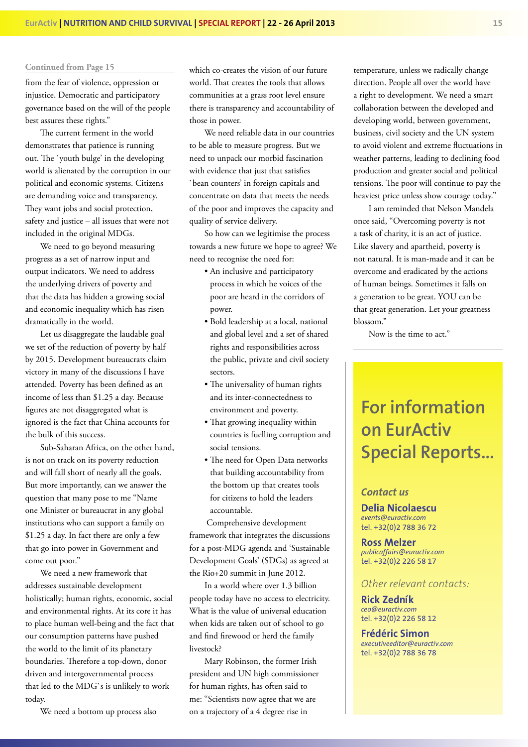Continued from Page 15

from the fear of violence, oppression or injustice. Democratic and participatory governance based on the will of the people best assures these rights."

The current ferment in the world demonstrates that patience is running out. The `youth bulge' in the developing world is alienated by the corruption in our political and economic systems. Citizens are demanding voice and transparency. They want jobs and social protection, safety and justice – all issues that were not included in the original MDGs.

We need to go beyond measuring progress as a set of narrow input and output indicators. We need to address the underlying drivers of poverty and that the data has hidden a growing social and economic inequality which has risen dramatically in the world.

Let us disaggregate the laudable goal we set of the reduction of poverty by half by 2015. Development bureaucrats claim victory in many of the discussions I have attended. Poverty has been defined as an income of less than $1.25 a day. Because figures are not disaggregated what is ignored is the fact that China accounts for the bulk of this success.

Sub-Saharan Africa, on the other hand, is not on track on its poverty reduction and will fall short of nearly all the goals. But more importantly, can we answer the question that many pose to me "Name one Minister or bureaucrat in any global institutions who can support a family on $1.25 a day. In fact there are only a few that go into power in Government and come out poor."

We need a new framework that addresses sustainable development holistically; human rights, economic, social and environmental rights. At its core it has to place human well-being and the fact that our consumption patterns have pushed the world to the limit of its planetary boundaries. Therefore a top-down, donor driven and intergovernmental process that led to the MDG`s is unlikely to work today.

We need a bottom up process also which co-creates the vision of our future world. That creates the tools that allows communities at a grass root level ensure there is transparency and accountability of those in power.

We need reliable data in our countries to be able to measure progress. But we need to unpack our morbid fascination with evidence that just that satisfies `bean counters' in foreign capitals and concentrate on data that meets the needs of the poor and improves the capacity and quality of service delivery.

So how can we legitimise the process towards a new future we hope to agree? We need to recognise the need for:

- An inclusive and participatory process in which he voices of the poor are heard in the corridors of power.
- Bold leadership at a local, national and global level and a set of shared rights and responsibilities across the public, private and civil society sectors.
- The universality of human rights and its inter-connectedness to environment and poverty.
- That growing inequality within countries is fuelling corruption and social tensions.
- The need for Open Data networks that building accountability from the bottom up that creates tools for citizens to hold the leaders accountable.

Comprehensive development framework that integrates the discussions for a post-MDG agenda and 'Sustainable Development Goals' (SDGs) as agreed at the Rio+20 summit in June 2012.

In a world where over 1.3 billion people today have no access to electricity. What is the value of universal education when kids are taken out of school to go and find firewood or herd the family livestock?

Mary Robinson, the former Irish president and UN high commissioner for human rights, has often said to me: "Scientists now agree that we are on a trajectory of a 4 degree rise in temperature, unless we radically change direction. People all over the world have a right to development. We need a smart collaboration between the developed and developing world, between government, business, civil society and the UN system to avoid violent and extreme fluctuations in weather patterns, leading to declining food production and greater social and political tensions. The poor will continue to pay the heaviest price unless show courage today."

I am reminded that Nelson Mandela once said, "Overcoming poverty is not a task of charity, it is an act of justice. Like slavery and apartheid, poverty is not natural. It is man-made and it can be overcome and eradicated by the actions of human beings. Sometimes it falls on a generation to be great. YOU can be that great generation. Let your greatness blossom."

Now is the time to act."

## For information on EurActiv Special Reports...

### *Contact us*

**Delia Nicolaescu**
*events@euractiv.com*
tel. +32(0)2 788 36 72

**Ross Melzer**
*publicaffairs@euractiv.com*
tel. +32(0)2 226 58 17

*Other relevant contacts:*

**Rick Zedník**
*ceo@euractiv.com*
tel. +32(0)2 226 58 12

**Frédéric Simon**
*executiveeditor@euractiv.com*
tel. +32(0)2 788 36 78